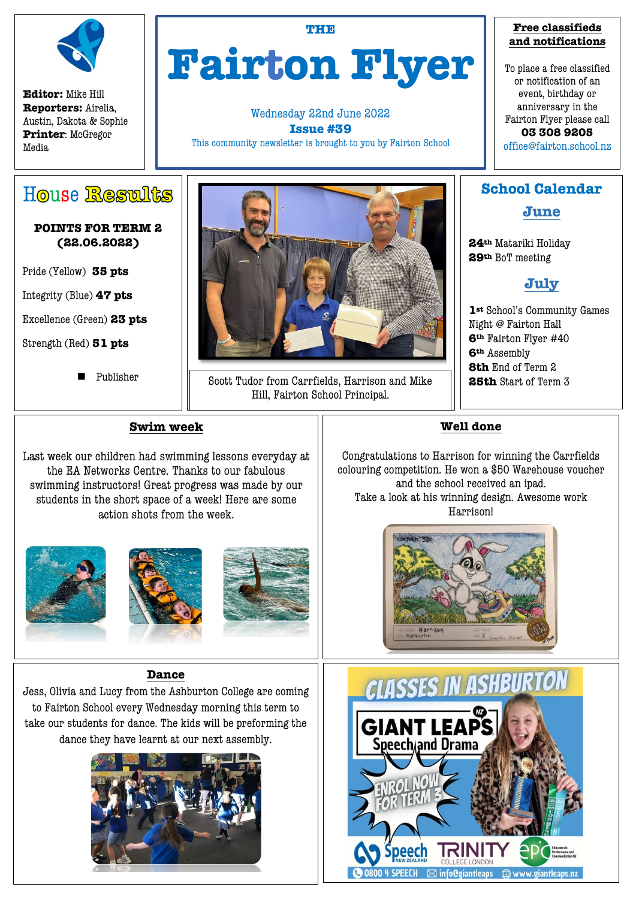**Editor:** Mike Hill
**Reporters:** Airelia, Austin, Dakota & Sophie
**Printer**: McGregor Media

THE

# Fairton Flyer

Wednesday 22nd June 2022
**Issue #39**
This community newsletter is brought to you by Fairton School

**Free classifieds and notifications**

To place a free classified or notification of an event, birthday or anniversary in the Fairton Flyer please call **03 308 9205** office@fairton.school.nz

## House Results

**POINTS FOR TERM 2 (22.06.2022)**

Pride (Yellow) **35 pts**

Integrity (Blue) **47 pts**

Excellence (Green) **23 pts**

Strength (Red) **51 pts**

- Publisher

Scott Tudor from Carrfields, Harrison and Mike Hill, Fairton School Principal.

## School Calendar

### June

**24th** Matariki Holiday
**29th** BoT meeting

### July

**1st** School's Community Games Night @ Fairton Hall
**6th** Fairton Flyer #40
**6th** Assembly
**8th** End of Term 2
**25th** Start of Term 3

## Swim week

Last week our children had swimming lessons everyday at the EA Networks Centre. Thanks to our fabulous swimming instructors! Great progress was made by our students in the short space of a week! Here are some action shots from the week.

## Well done

Congratulations to Harrison for winning the Carrfields colouring competition. He won a $50 Warehouse voucher and the school received an ipad.
Take a look at his winning design. Awesome work Harrison!

## Dance

Jess, Olivia and Lucy from the Ashburton College are coming to Fairton School every Wednesday morning this term to take our students for dance. The kids will be preforming the dance they have learnt at our next assembly.

CLASSES IN ASHBURTON
GIANT LEAPS NZ Speech and Drama
ENROL NOW FOR TERM 3
Speech New Zealand | TRINITY COLLEGE LONDON | EPC
0800 4 SPEECH | info@giantleaps | www.giantleaps.nz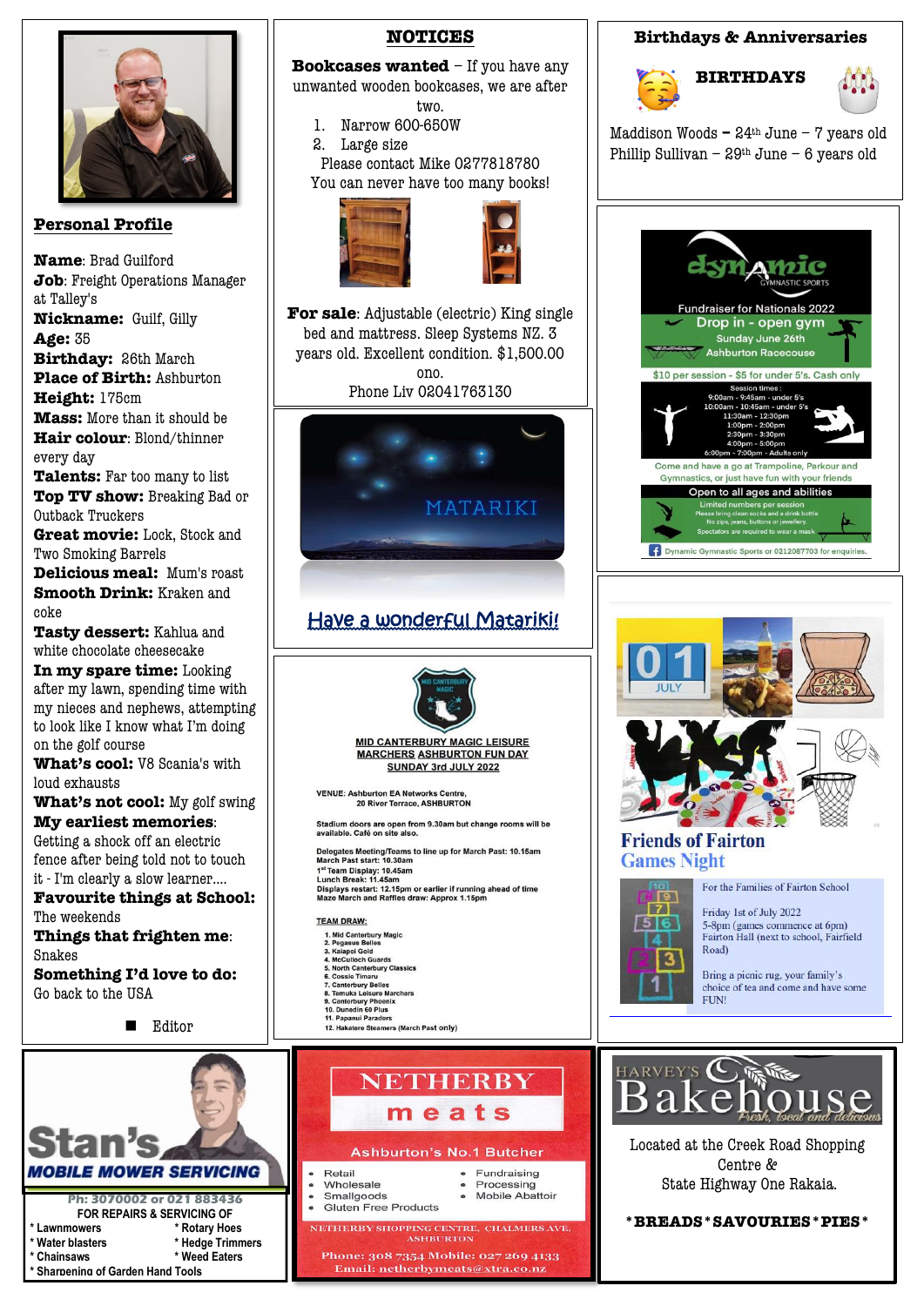## Personal Profile

**Name**: Brad Guilford
**Job**: Freight Operations Manager at Talley's
**Nickname:** Guilf, Gilly
**Age:** 35
**Birthday:** 26th March
**Place of Birth:** Ashburton
**Height:** 175cm
**Mass:** More than it should be
**Hair colour**: Blond/thinner every day
**Talents:** Far too many to list
**Top TV show:** Breaking Bad or Outback Truckers
**Great movie:** Lock, Stock and Two Smoking Barrels
**Delicious meal:** Mum's roast
**Smooth Drink:** Kraken and coke
**Tasty dessert:** Kahlua and white chocolate cheesecake
**In my spare time:** Looking after my lawn, spending time with my nieces and nephews, attempting to look like I know what I'm doing on the golf course
**What's cool:** V8 Scania's with loud exhausts
**What's not cool:** My golf swing
**My earliest memories**: Getting a shock off an electric fence after being told not to touch it - I'm clearly a slow learner....
**Favourite things at School:** The weekends
**Things that frighten me**: Snakes
**Something I'd love to do:** Go back to the USA

■ Editor

## NOTICES

**Bookcases wanted** – If you have any unwanted wooden bookcases, we are after two.

1. Narrow 600-650W
2. Large size

Please contact Mike 0277818780
You can never have too many books!

**For sale**: Adjustable (electric) King single bed and mattress. Sleep Systems NZ. 3 years old. Excellent condition. $1,500.00 ono.
Phone Liv 02041763130

MATARIKI

Have a wonderful Matariki!

MID CANTERBURY MAGIC

**MID CANTERBURY MAGIC LEISURE MARCHERS ASHBURTON FUN DAY**
**SUNDAY 3rd JULY 2022**

VENUE: Ashburton EA Networks Centre, 20 River Terrace, ASHBURTON

Stadium doors are open from 9.30am but change rooms will be available. Café on site also.

Delegates Meeting/Teams to line up for March Past: 10.15am
March Past start: 10.30am
1st Team Display: 10.45am
Lunch Break: 11.45am
Displays restart: 12.15pm or earlier if running ahead of time
Maze March and Raffles draw: Approx 1.15pm

TEAM DRAW:

1. Mid Canterbury Magic
2. Pegasus Belles
3. Kaiapoi Gold
4. McCulloch Guards
5. North Canterbury Classics
6. Cossie Timaru
7. Canterbury Belles
8. Temuka Leisure Marchers
9. Canterbury Phoenix
10. Dunedin 60 Plus
11. Papanui Paraders
12. Hakatere Steamers (March Past only)

## Birthdays & Anniversaries

**BIRTHDAYS**

Maddison Woods – 24th June – 7 years old
Phillip Sullivan – 29th June – 6 years old

dynamic GYMNASTIC SPORTS

Fundraiser for Nationals 2022
Drop in - open gym
Sunday June 26th
Ashburton Racecourse

$10 per session - $5 for under 5's. Cash only

Session times:
9:00am - 9:45am - under 5's
10:00am - 10:45am - under 5's
11:30am - 12:30pm
1:00pm - 2:00pm
2:30pm - 3:30pm
4:00pm - 5:00pm
6:00pm - 7:00pm - Adults only

Come and have a go at Trampoline, Parkour and Gymnastics, or just have fun with your friends

Open to all ages and abilities
Limited numbers per session
Please bring clean socks and a drink bottle
No zips, jeans, buttons or jewellery.
Spectators are required to wear a mask

Dynamic Gymnastic Sports or 0212087703 for enquiries.

01 JULY

**Friends of Fairton Games Night**

For the Families of Fairton School

Friday 1st of July 2022
5-8pm (games commence at 6pm)
Fairton Hall (next to school, Fairfield Road)

Bring a picnic rug, your family's choice of tea and come and have some FUN!

**Stan's MOBILE MOWER SERVICING**

Ph: 3070002 or 021 883436

FOR REPAIRS & SERVICING OF

- * Lawnmowers
- * Rotary Hoes
- * Water blasters
- * Hedge Trimmers
- * Chainsaws
- * Weed Eaters
- * Sharpening of Garden Hand Tools

**NETHERBY meats**

Ashburton's No.1 Butcher

- Retail
- Wholesale
- Smallgoods
- Gluten Free Products
- Fundraising
- Processing
- Mobile Abattoir

NETHERBY SHOPPING CENTRE, CHALMERS AVE. ASHBURTON

Phone: 308 7354 Mobile: 027 269 4133
Email: netherbymeats@xtra.co.nz

**HARVEY'S Bakehouse**
Fresh, local and delicious

Located at the Creek Road Shopping Centre & State Highway One Rakaia.

***BREADS * SAVOURIES * PIES***